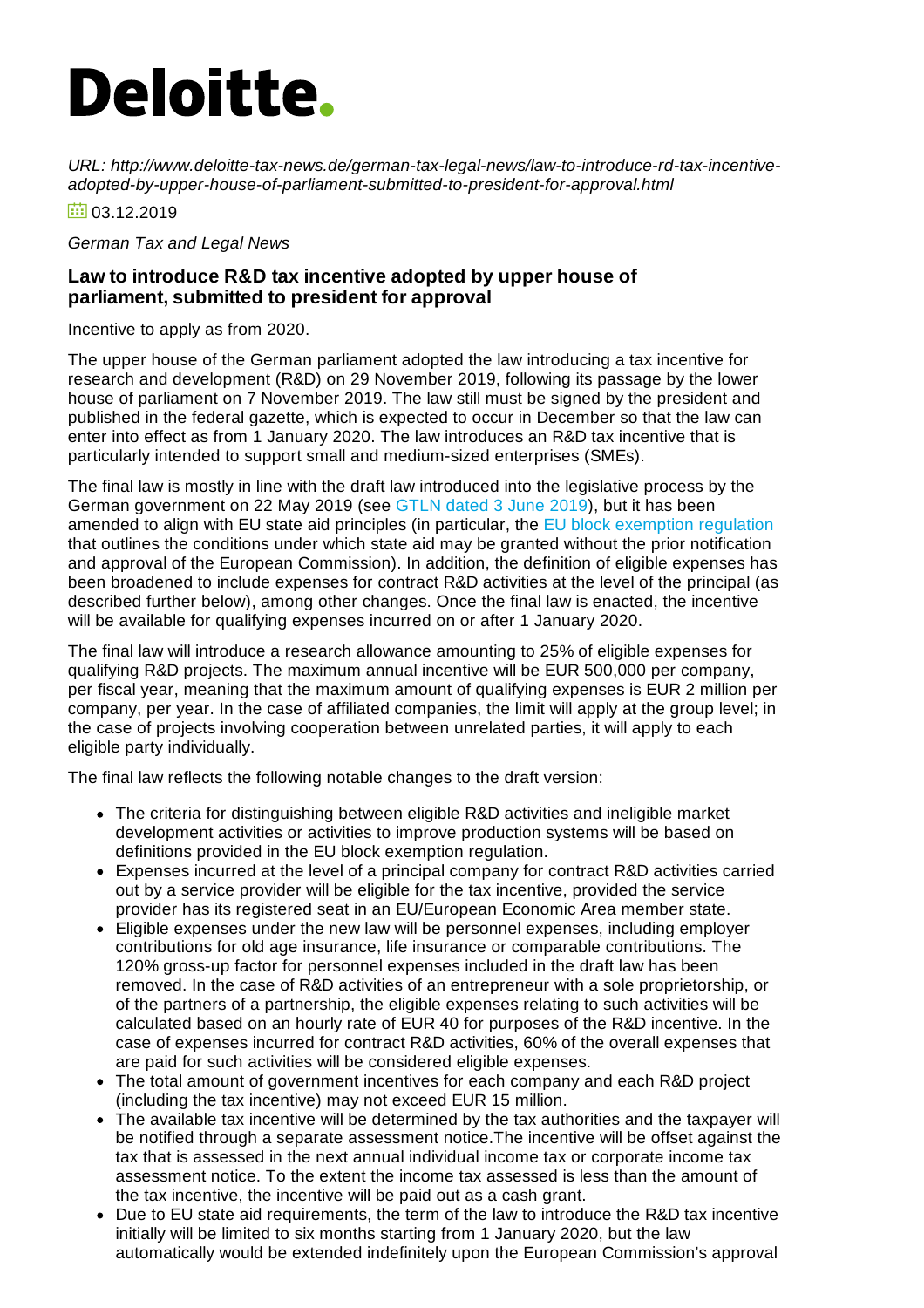# Deloitte.

*URL: http://www.deloitte-tax-news.de/german-tax-legal-news/law-to-introduce-rd-tax-incentive-adopted-by-upper-house-of-parliament-submitted-to-president-for-approval.html*

03.12.2019

*German Tax and Legal News*

## Law to introduce R&D tax incentive adopted by upper house of parliament, submitted to president for approval

Incentive to apply as from 2020.

The upper house of the German parliament adopted the law introducing a tax incentive for research and development (R&D) on 29 November 2019, following its passage by the lower house of parliament on 7 November 2019. The law still must be signed by the president and published in the federal gazette, which is expected to occur in December so that the law can enter into effect as from 1 January 2020. The law introduces an R&D tax incentive that is particularly intended to support small and medium-sized enterprises (SMEs).

The final law is mostly in line with the draft law introduced into the legislative process by the German government on 22 May 2019 (see GTLN dated 3 June 2019), but it has been amended to align with EU state aid principles (in particular, the EU block exemption regulation that outlines the conditions under which state aid may be granted without the prior notification and approval of the European Commission). In addition, the definition of eligible expenses has been broadened to include expenses for contract R&D activities at the level of the principal (as described further below), among other changes. Once the final law is enacted, the incentive will be available for qualifying expenses incurred on or after 1 January 2020.

The final law will introduce a research allowance amounting to 25% of eligible expenses for qualifying R&D projects. The maximum annual incentive will be EUR 500,000 per company, per fiscal year, meaning that the maximum amount of qualifying expenses is EUR 2 million per company, per year. In the case of affiliated companies, the limit will apply at the group level; in the case of projects involving cooperation between unrelated parties, it will apply to each eligible party individually.

The final law reflects the following notable changes to the draft version:

- The criteria for distinguishing between eligible R&D activities and ineligible market development activities or activities to improve production systems will be based on definitions provided in the EU block exemption regulation.
- Expenses incurred at the level of a principal company for contract R&D activities carried out by a service provider will be eligible for the tax incentive, provided the service provider has its registered seat in an EU/European Economic Area member state.
- Eligible expenses under the new law will be personnel expenses, including employer contributions for old age insurance, life insurance or comparable contributions. The 120% gross-up factor for personnel expenses included in the draft law has been removed. In the case of R&D activities of an entrepreneur with a sole proprietorship, or of the partners of a partnership, the eligible expenses relating to such activities will be calculated based on an hourly rate of EUR 40 for purposes of the R&D incentive. In the case of expenses incurred for contract R&D activities, 60% of the overall expenses that are paid for such activities will be considered eligible expenses.
- The total amount of government incentives for each company and each R&D project (including the tax incentive) may not exceed EUR 15 million.
- The available tax incentive will be determined by the tax authorities and the taxpayer will be notified through a separate assessment notice.The incentive will be offset against the tax that is assessed in the next annual individual income tax or corporate income tax assessment notice. To the extent the income tax assessed is less than the amount of the tax incentive, the incentive will be paid out as a cash grant.
- Due to EU state aid requirements, the term of the law to introduce the R&D tax incentive initially will be limited to six months starting from 1 January 2020, but the law automatically would be extended indefinitely upon the European Commission's approval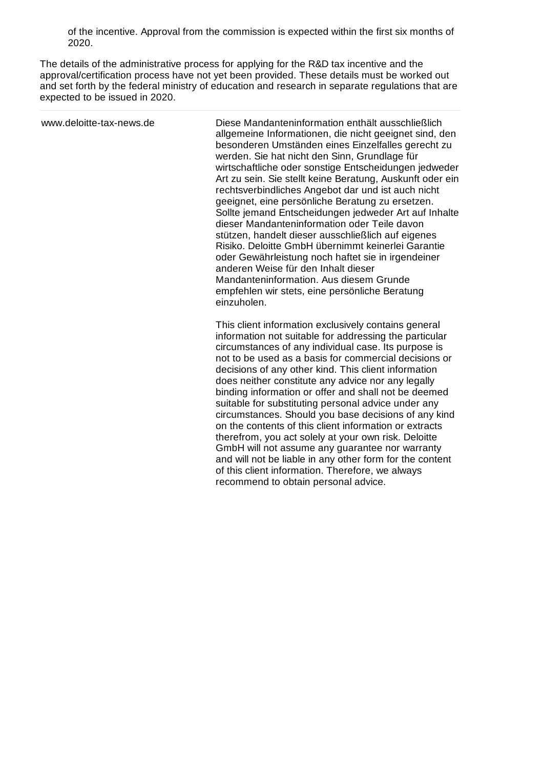of the incentive. Approval from the commission is expected within the first six months of 2020.

The details of the administrative process for applying for the R&D tax incentive and the approval/certification process have not yet been provided. These details must be worked out and set forth by the federal ministry of education and research in separate regulations that are expected to be issued in 2020.

---

www.deloitte-tax-news.de

Diese Mandanteninformation enthält ausschließlich allgemeine Informationen, die nicht geeignet sind, den besonderen Umständen eines Einzelfalles gerecht zu werden. Sie hat nicht den Sinn, Grundlage für wirtschaftliche oder sonstige Entscheidungen jedweder Art zu sein. Sie stellt keine Beratung, Auskunft oder ein rechtsverbindliches Angebot dar und ist auch nicht geeignet, eine persönliche Beratung zu ersetzen. Sollte jemand Entscheidungen jedweder Art auf Inhalte dieser Mandanteninformation oder Teile davon stützen, handelt dieser ausschließlich auf eigenes Risiko. Deloitte GmbH übernimmt keinerlei Garantie oder Gewährleistung noch haftet sie in irgendeiner anderen Weise für den Inhalt dieser Mandanteninformation. Aus diesem Grunde empfehlen wir stets, eine persönliche Beratung einzuholen.

This client information exclusively contains general information not suitable for addressing the particular circumstances of any individual case. Its purpose is not to be used as a basis for commercial decisions or decisions of any other kind. This client information does neither constitute any advice nor any legally binding information or offer and shall not be deemed suitable for substituting personal advice under any circumstances. Should you base decisions of any kind on the contents of this client information or extracts therefrom, you act solely at your own risk. Deloitte GmbH will not assume any guarantee nor warranty and will not be liable in any other form for the content of this client information. Therefore, we always recommend to obtain personal advice.